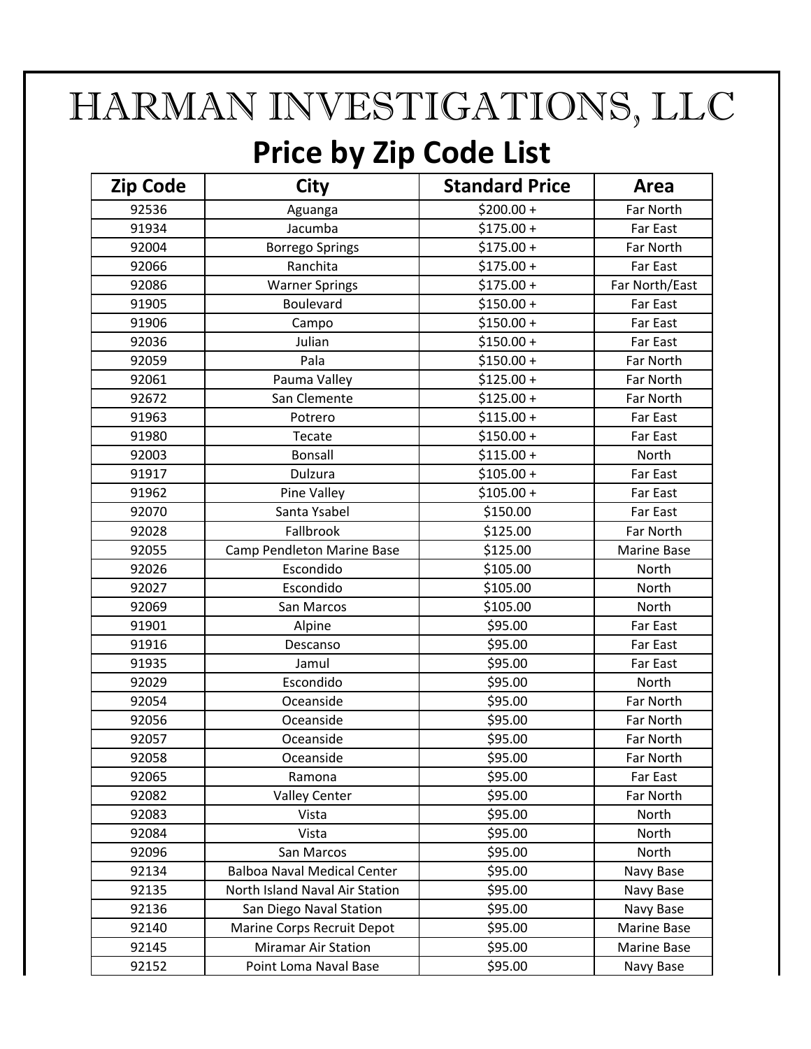# HARMAN INVESTIGATIONS, LLC

## Price by Zip Code List

| Zip Code | City | Standard Price | Area |
|---|---|---|---|
| 92536 | Aguanga | $200.00 + | Far North |
| 91934 | Jacumba | $175.00 + | Far East |
| 92004 | Borrego Springs | $175.00 + | Far North |
| 92066 | Ranchita | $175.00 + | Far East |
| 92086 | Warner Springs | $175.00 + | Far North/East |
| 91905 | Boulevard | $150.00 + | Far East |
| 91906 | Campo | $150.00 + | Far East |
| 92036 | Julian | $150.00 + | Far East |
| 92059 | Pala | $150.00 + | Far North |
| 92061 | Pauma Valley | $125.00 + | Far North |
| 92672 | San Clemente | $125.00 + | Far North |
| 91963 | Potrero | $115.00 + | Far East |
| 91980 | Tecate | $150.00 + | Far East |
| 92003 | Bonsall | $115.00 + | North |
| 91917 | Dulzura | $105.00 + | Far East |
| 91962 | Pine Valley | $105.00 + | Far East |
| 92070 | Santa Ysabel | $150.00 | Far East |
| 92028 | Fallbrook | $125.00 | Far North |
| 92055 | Camp Pendleton Marine Base | $125.00 | Marine Base |
| 92026 | Escondido | $105.00 | North |
| 92027 | Escondido | $105.00 | North |
| 92069 | San Marcos | $105.00 | North |
| 91901 | Alpine | $95.00 | Far East |
| 91916 | Descanso | $95.00 | Far East |
| 91935 | Jamul | $95.00 | Far East |
| 92029 | Escondido | $95.00 | North |
| 92054 | Oceanside | $95.00 | Far North |
| 92056 | Oceanside | $95.00 | Far North |
| 92057 | Oceanside | $95.00 | Far North |
| 92058 | Oceanside | $95.00 | Far North |
| 92065 | Ramona | $95.00 | Far East |
| 92082 | Valley Center | $95.00 | Far North |
| 92083 | Vista | $95.00 | North |
| 92084 | Vista | $95.00 | North |
| 92096 | San Marcos | $95.00 | North |
| 92134 | Balboa Naval Medical Center | $95.00 | Navy Base |
| 92135 | North Island Naval Air Station | $95.00 | Navy Base |
| 92136 | San Diego Naval Station | $95.00 | Navy Base |
| 92140 | Marine Corps Recruit Depot | $95.00 | Marine Base |
| 92145 | Miramar Air Station | $95.00 | Marine Base |
| 92152 | Point Loma Naval Base | $95.00 | Navy Base |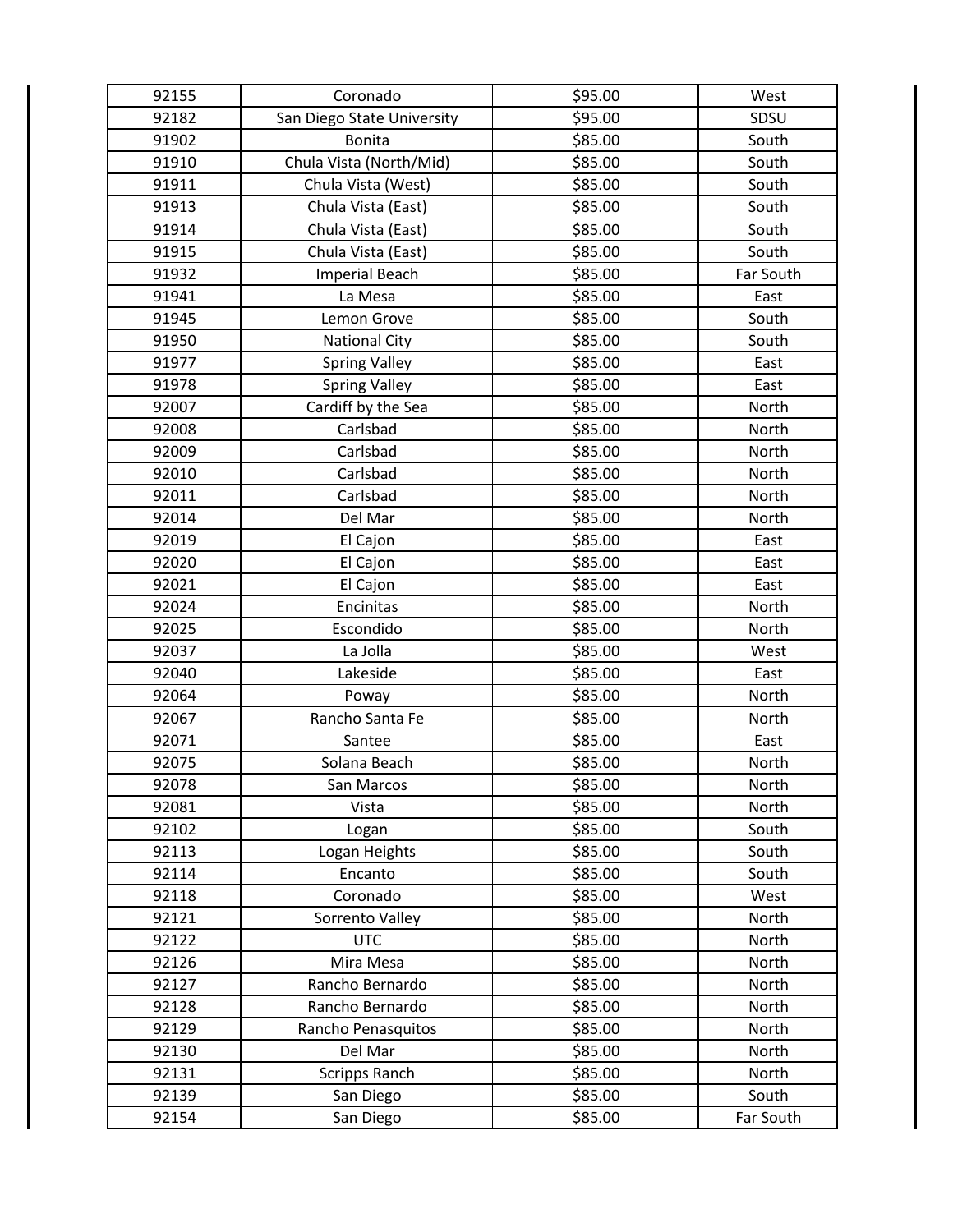| 92155 | Coronado | $95.00 | West |
|---|---|---|---|
| 92182 | San Diego State University | $95.00 | SDSU |
| 91902 | Bonita | $85.00 | South |
| 91910 | Chula Vista (North/Mid) | $85.00 | South |
| 91911 | Chula Vista (West) | $85.00 | South |
| 91913 | Chula Vista (East) | $85.00 | South |
| 91914 | Chula Vista (East) | $85.00 | South |
| 91915 | Chula Vista (East) | $85.00 | South |
| 91932 | Imperial Beach | $85.00 | Far South |
| 91941 | La Mesa | $85.00 | East |
| 91945 | Lemon Grove | $85.00 | South |
| 91950 | National City | $85.00 | South |
| 91977 | Spring Valley | $85.00 | East |
| 91978 | Spring Valley | $85.00 | East |
| 92007 | Cardiff by the Sea | $85.00 | North |
| 92008 | Carlsbad | $85.00 | North |
| 92009 | Carlsbad | $85.00 | North |
| 92010 | Carlsbad | $85.00 | North |
| 92011 | Carlsbad | $85.00 | North |
| 92014 | Del Mar | $85.00 | North |
| 92019 | El Cajon | $85.00 | East |
| 92020 | El Cajon | $85.00 | East |
| 92021 | El Cajon | $85.00 | East |
| 92024 | Encinitas | $85.00 | North |
| 92025 | Escondido | $85.00 | North |
| 92037 | La Jolla | $85.00 | West |
| 92040 | Lakeside | $85.00 | East |
| 92064 | Poway | $85.00 | North |
| 92067 | Rancho Santa Fe | $85.00 | North |
| 92071 | Santee | $85.00 | East |
| 92075 | Solana Beach | $85.00 | North |
| 92078 | San Marcos | $85.00 | North |
| 92081 | Vista | $85.00 | North |
| 92102 | Logan | $85.00 | South |
| 92113 | Logan Heights | $85.00 | South |
| 92114 | Encanto | $85.00 | South |
| 92118 | Coronado | $85.00 | West |
| 92121 | Sorrento Valley | $85.00 | North |
| 92122 | UTC | $85.00 | North |
| 92126 | Mira Mesa | $85.00 | North |
| 92127 | Rancho Bernardo | $85.00 | North |
| 92128 | Rancho Bernardo | $85.00 | North |
| 92129 | Rancho Penasquitos | $85.00 | North |
| 92130 | Del Mar | $85.00 | North |
| 92131 | Scripps Ranch | $85.00 | North |
| 92139 | San Diego | $85.00 | South |
| 92154 | San Diego | $85.00 | Far South |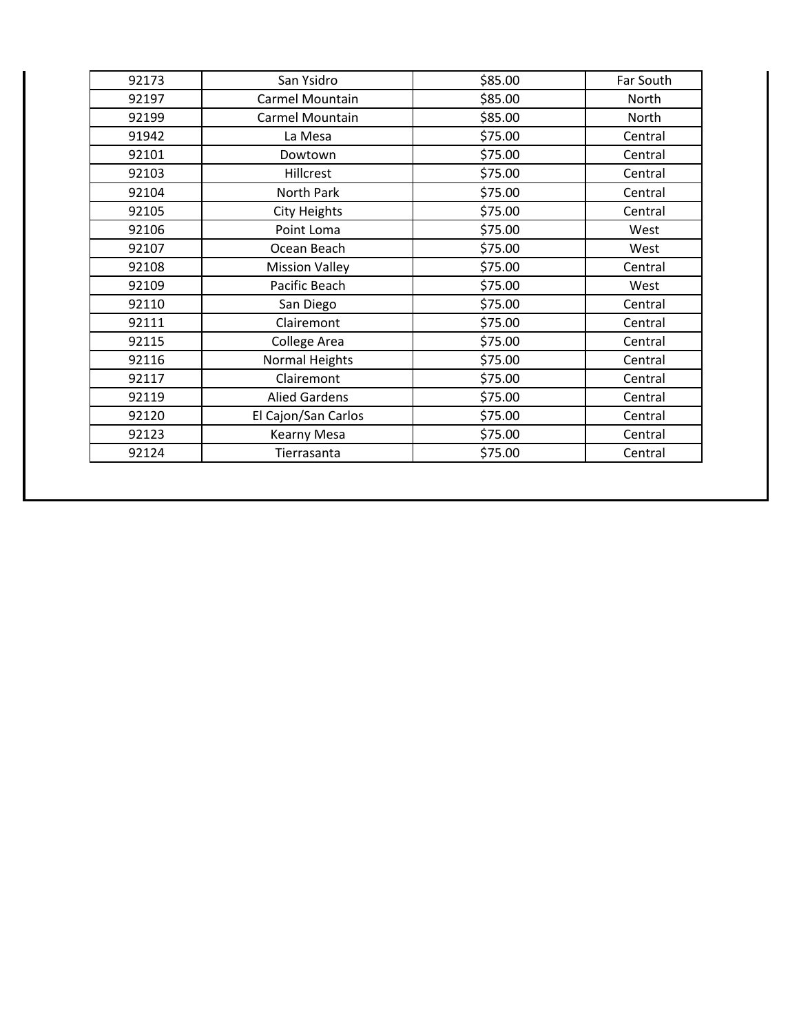| | | | |
|---|---|---|---|
| 92173 | San Ysidro | $85.00 | Far South |
| 92197 | Carmel Mountain | $85.00 | North |
| 92199 | Carmel Mountain | $85.00 | North |
| 91942 | La Mesa | $75.00 | Central |
| 92101 | Dowtown | $75.00 | Central |
| 92103 | Hillcrest | $75.00 | Central |
| 92104 | North Park | $75.00 | Central |
| 92105 | City Heights | $75.00 | Central |
| 92106 | Point Loma | $75.00 | West |
| 92107 | Ocean Beach | $75.00 | West |
| 92108 | Mission Valley | $75.00 | Central |
| 92109 | Pacific Beach | $75.00 | West |
| 92110 | San Diego | $75.00 | Central |
| 92111 | Clairemont | $75.00 | Central |
| 92115 | College Area | $75.00 | Central |
| 92116 | Normal Heights | $75.00 | Central |
| 92117 | Clairemont | $75.00 | Central |
| 92119 | Alied Gardens | $75.00 | Central |
| 92120 | El Cajon/San Carlos | $75.00 | Central |
| 92123 | Kearny Mesa | $75.00 | Central |
| 92124 | Tierrasanta | $75.00 | Central |